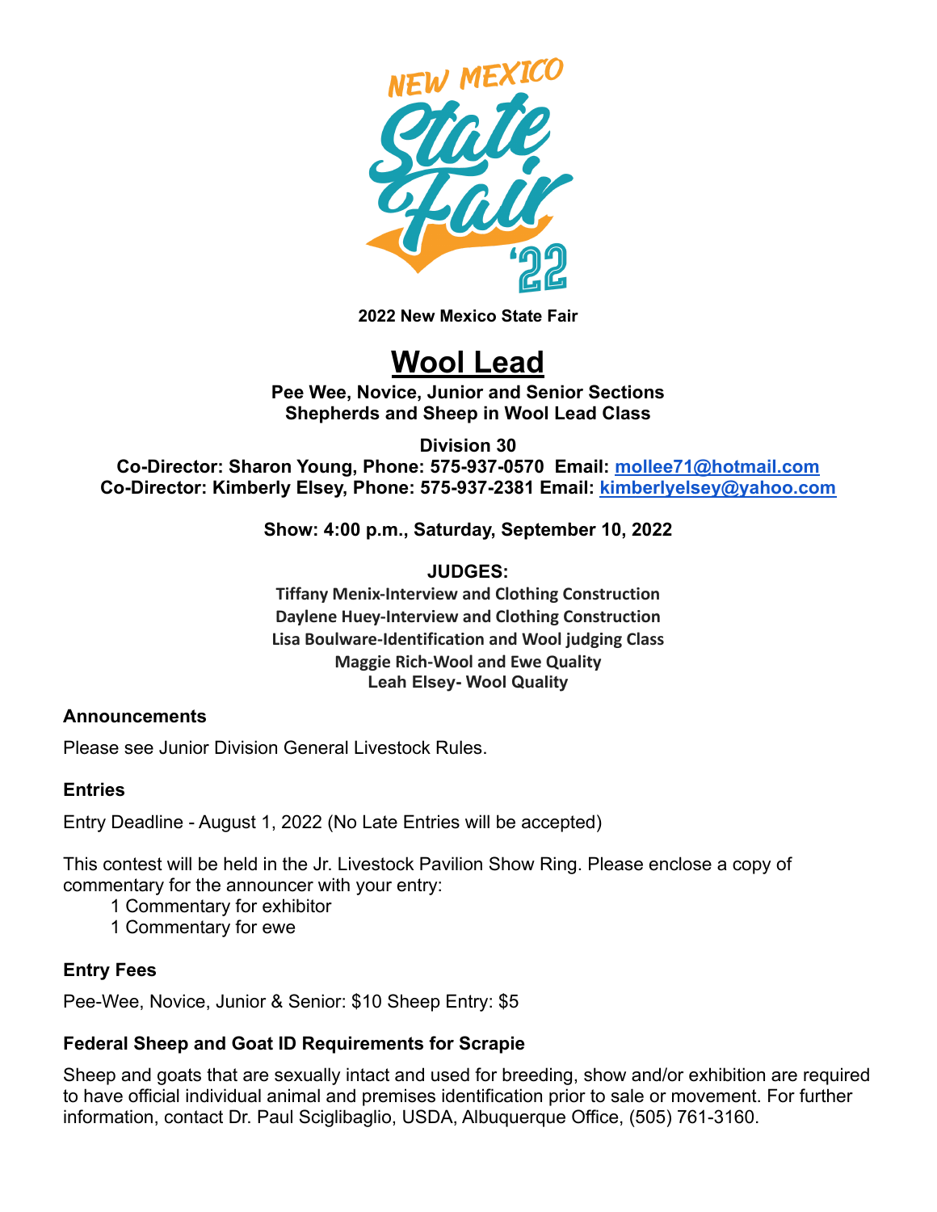2022 New Mexico State Fair

# Wool Lead

**Pee Wee, Novice, Junior and Senior Sections**
**Shepherds and Sheep in Wool Lead Class**

**Division 30**
**Co-Director: Sharon Young, Phone: 575-937-0570 Email: mollee71@hotmail.com**
**Co-Director: Kimberly Elsey, Phone: 575-937-2381 Email: kimberlyelsey@yahoo.com**

**Show: 4:00 p.m., Saturday, September 10, 2022**

**JUDGES:**
**Tiffany Menix-Interview and Clothing Construction**
**Daylene Huey-Interview and Clothing Construction**
**Lisa Boulware-Identification and Wool judging Class**
**Maggie Rich-Wool and Ewe Quality**
**Leah Elsey- Wool Quality**

### Announcements

Please see Junior Division General Livestock Rules.

### Entries

Entry Deadline - August 1, 2022 (No Late Entries will be accepted)

This contest will be held in the Jr. Livestock Pavilion Show Ring. Please enclose a copy of commentary for the announcer with your entry:

- 1 Commentary for exhibitor
- 1 Commentary for ewe

### Entry Fees

Pee-Wee, Novice, Junior & Senior: $10 Sheep Entry: $5

### Federal Sheep and Goat ID Requirements for Scrapie

Sheep and goats that are sexually intact and used for breeding, show and/or exhibition are required to have official individual animal and premises identification prior to sale or movement. For further information, contact Dr. Paul Sciglibaglio, USDA, Albuquerque Office, (505) 761-3160.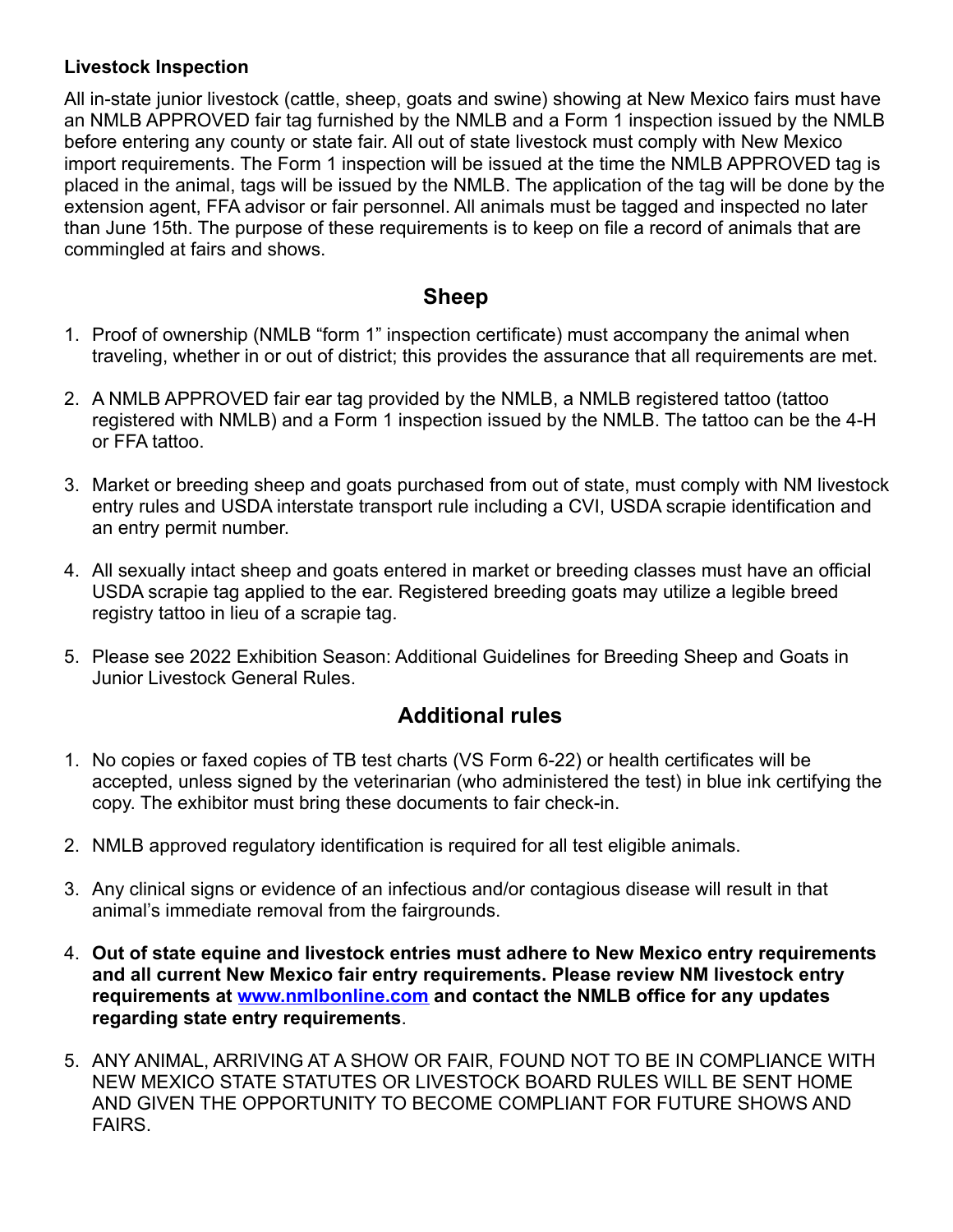**Livestock Inspection**

All in-state junior livestock (cattle, sheep, goats and swine) showing at New Mexico fairs must have an NMLB APPROVED fair tag furnished by the NMLB and a Form 1 inspection issued by the NMLB before entering any county or state fair. All out of state livestock must comply with New Mexico import requirements. The Form 1 inspection will be issued at the time the NMLB APPROVED tag is placed in the animal, tags will be issued by the NMLB. The application of the tag will be done by the extension agent, FFA advisor or fair personnel. All animals must be tagged and inspected no later than June 15th. The purpose of these requirements is to keep on file a record of animals that are commingled at fairs and shows.

## Sheep

1. Proof of ownership (NMLB "form 1" inspection certificate) must accompany the animal when traveling, whether in or out of district; this provides the assurance that all requirements are met.

2. A NMLB APPROVED fair ear tag provided by the NMLB, a NMLB registered tattoo (tattoo registered with NMLB) and a Form 1 inspection issued by the NMLB. The tattoo can be the 4-H or FFA tattoo.

3. Market or breeding sheep and goats purchased from out of state, must comply with NM livestock entry rules and USDA interstate transport rule including a CVI, USDA scrapie identification and an entry permit number.

4. All sexually intact sheep and goats entered in market or breeding classes must have an official USDA scrapie tag applied to the ear. Registered breeding goats may utilize a legible breed registry tattoo in lieu of a scrapie tag.

5. Please see 2022 Exhibition Season: Additional Guidelines for Breeding Sheep and Goats in Junior Livestock General Rules.

## Additional rules

1. No copies or faxed copies of TB test charts (VS Form 6-22) or health certificates will be accepted, unless signed by the veterinarian (who administered the test) in blue ink certifying the copy. The exhibitor must bring these documents to fair check-in.

2. NMLB approved regulatory identification is required for all test eligible animals.

3. Any clinical signs or evidence of an infectious and/or contagious disease will result in that animal's immediate removal from the fairgrounds.

4. **Out of state equine and livestock entries must adhere to New Mexico entry requirements and all current New Mexico fair entry requirements. Please review NM livestock entry requirements at [www.nmlbonline.com](http://www.nmlbonline.com) and contact the NMLB office for any updates regarding state entry requirements**.

5. ANY ANIMAL, ARRIVING AT A SHOW OR FAIR, FOUND NOT TO BE IN COMPLIANCE WITH NEW MEXICO STATE STATUTES OR LIVESTOCK BOARD RULES WILL BE SENT HOME AND GIVEN THE OPPORTUNITY TO BECOME COMPLIANT FOR FUTURE SHOWS AND FAIRS.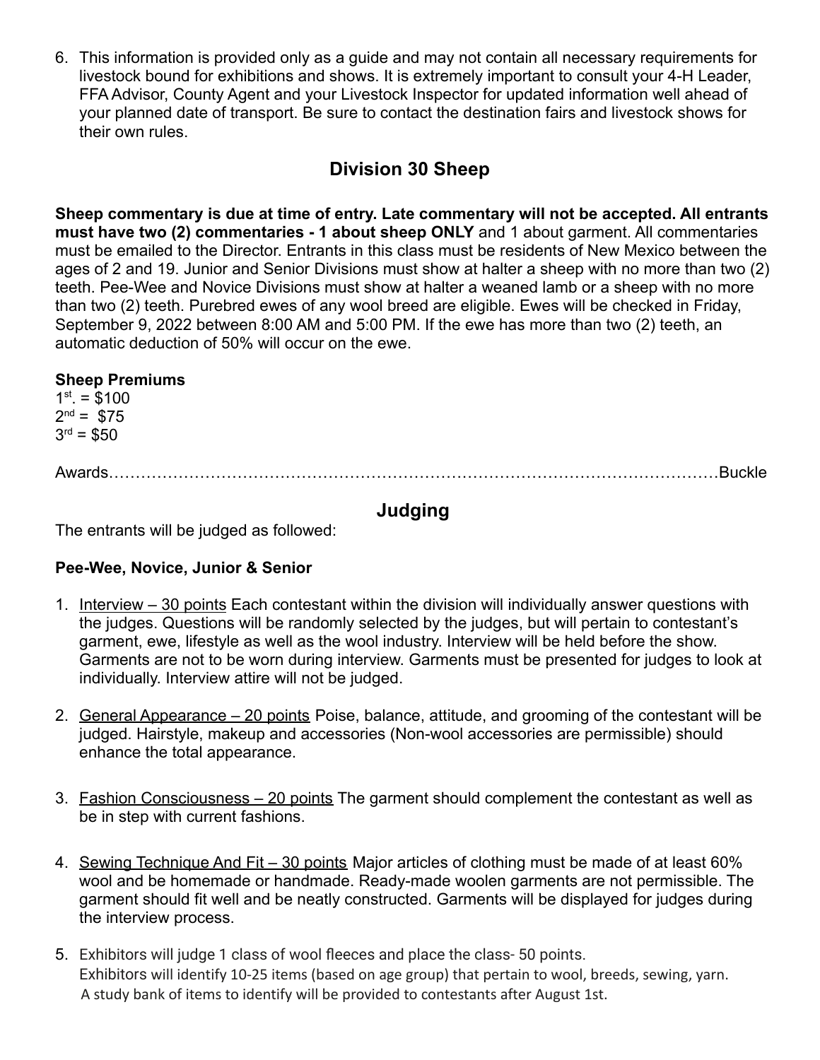6. This information is provided only as a guide and may not contain all necessary requirements for livestock bound for exhibitions and shows. It is extremely important to consult your 4-H Leader, FFA Advisor, County Agent and your Livestock Inspector for updated information well ahead of your planned date of transport. Be sure to contact the destination fairs and livestock shows for their own rules.

## Division 30 Sheep

**Sheep commentary is due at time of entry. Late commentary will not be accepted. All entrants must have two (2) commentaries - 1 about sheep ONLY** and 1 about garment. All commentaries must be emailed to the Director. Entrants in this class must be residents of New Mexico between the ages of 2 and 19. Junior and Senior Divisions must show at halter a sheep with no more than two (2) teeth. Pee-Wee and Novice Divisions must show at halter a weaned lamb or a sheep with no more than two (2) teeth. Purebred ewes of any wool breed are eligible. Ewes will be checked in Friday, September 9, 2022 between 8:00 AM and 5:00 PM. If the ewe has more than two (2) teeth, an automatic deduction of 50% will occur on the ewe.

**Sheep Premiums**
1st. = $100
2nd = $75
3rd = $50

Awards……………………………………………………………………………………………………Buckle

## Judging

The entrants will be judged as followed:

**Pee-Wee, Novice, Junior & Senior**

1. Interview – 30 points Each contestant within the division will individually answer questions with the judges. Questions will be randomly selected by the judges, but will pertain to contestant's garment, ewe, lifestyle as well as the wool industry. Interview will be held before the show. Garments are not to be worn during interview. Garments must be presented for judges to look at individually. Interview attire will not be judged.

2. General Appearance – 20 points Poise, balance, attitude, and grooming of the contestant will be judged. Hairstyle, makeup and accessories (Non-wool accessories are permissible) should enhance the total appearance.

3. Fashion Consciousness – 20 points The garment should complement the contestant as well as be in step with current fashions.

4. Sewing Technique And Fit – 30 points Major articles of clothing must be made of at least 60% wool and be homemade or handmade. Ready-made woolen garments are not permissible. The garment should fit well and be neatly constructed. Garments will be displayed for judges during the interview process.

5. Exhibitors will judge 1 class of wool fleeces and place the class- 50 points.
   Exhibitors will identify 10-25 items (based on age group) that pertain to wool, breeds, sewing, yarn.
   A study bank of items to identify will be provided to contestants after August 1st.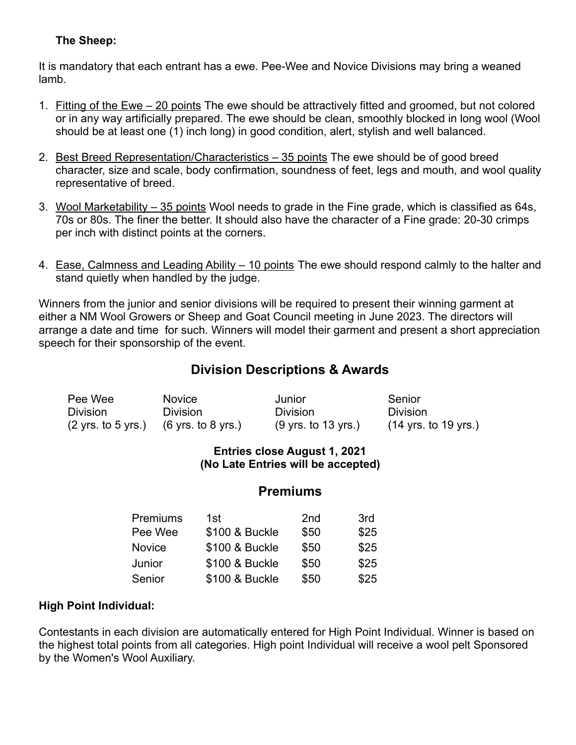**The Sheep:**

It is mandatory that each entrant has a ewe. Pee-Wee and Novice Divisions may bring a weaned lamb.

1. Fitting of the Ewe – 20 points The ewe should be attractively fitted and groomed, but not colored or in any way artificially prepared. The ewe should be clean, smoothly blocked in long wool (Wool should be at least one (1) inch long) in good condition, alert, stylish and well balanced.

2. Best Breed Representation/Characteristics – 35 points The ewe should be of good breed character, size and scale, body confirmation, soundness of feet, legs and mouth, and wool quality representative of breed.

3. Wool Marketability – 35 points Wool needs to grade in the Fine grade, which is classified as 64s, 70s or 80s. The finer the better. It should also have the character of a Fine grade: 20-30 crimps per inch with distinct points at the corners.

4. Ease, Calmness and Leading Ability – 10 points The ewe should respond calmly to the halter and stand quietly when handled by the judge.

Winners from the junior and senior divisions will be required to present their winning garment at either a NM Wool Growers or Sheep and Goat Council meeting in June 2023. The directors will arrange a date and time for such. Winners will model their garment and present a short appreciation speech for their sponsorship of the event.

## Division Descriptions & Awards

| Pee Wee Division | Novice Division | Junior Division | Senior Division |
|---|---|---|---|
| (2 yrs. to 5 yrs.) | (6 yrs. to 8 yrs.) | (9 yrs. to 13 yrs.) | (14 yrs. to 19 yrs.) |

**Entries close August 1, 2021**
**(No Late Entries will be accepted)**

## Premiums

| Premiums | 1st | 2nd | 3rd |
|---|---|---|---|
| Pee Wee | $100 & Buckle | $50 | $25 |
| Novice | $100 & Buckle | $50 | $25 |
| Junior | $100 & Buckle | $50 | $25 |
| Senior | $100 & Buckle | $50 | $25 |

**High Point Individual:**

Contestants in each division are automatically entered for High Point Individual. Winner is based on the highest total points from all categories. High point Individual will receive a wool pelt Sponsored by the Women's Wool Auxiliary.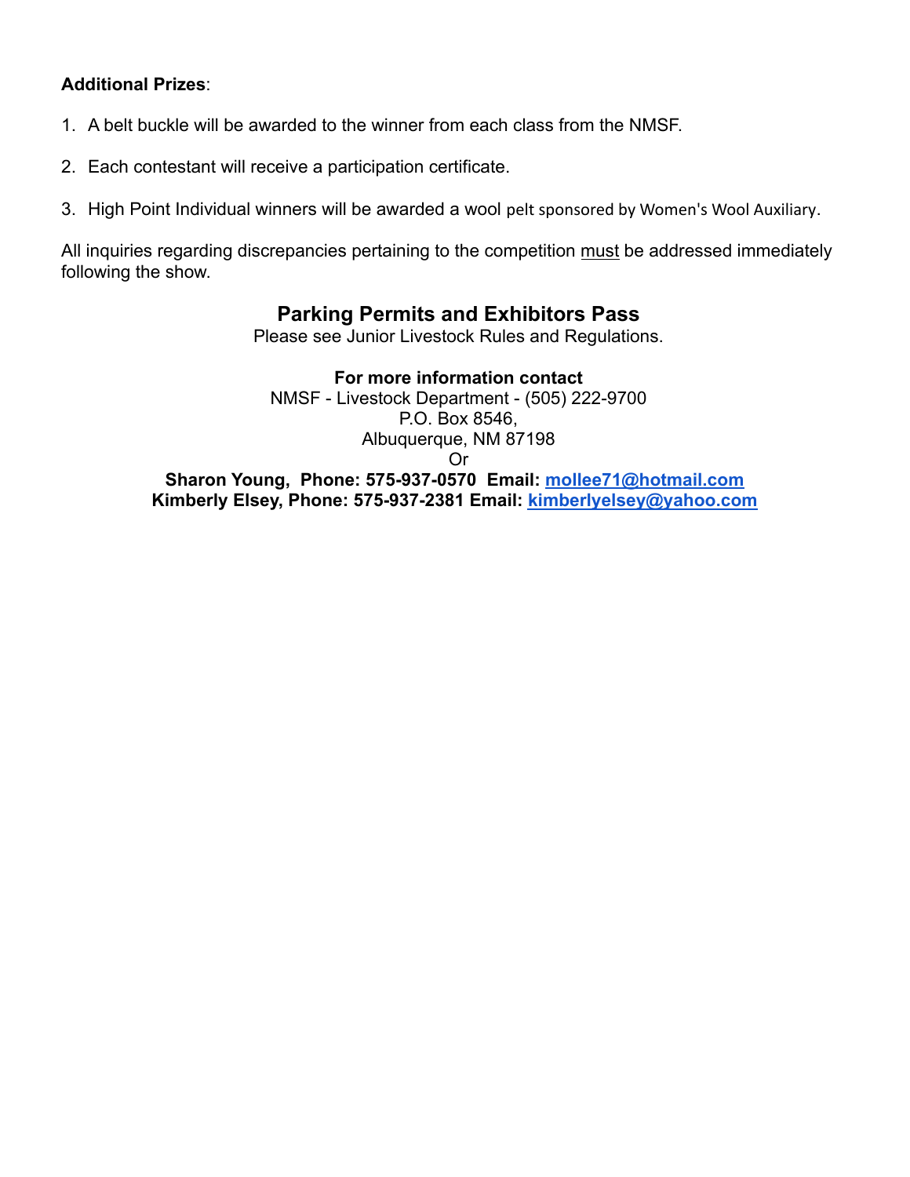**Additional Prizes**:

1. A belt buckle will be awarded to the winner from each class from the NMSF.
2. Each contestant will receive a participation certificate.
3. High Point Individual winners will be awarded a wool pelt sponsored by Women's Wool Auxiliary.

All inquiries regarding discrepancies pertaining to the competition must be addressed immediately following the show.

## Parking Permits and Exhibitors Pass

Please see Junior Livestock Rules and Regulations.

**For more information contact**

NMSF - Livestock Department - (505) 222-9700
P.O. Box 8546,
Albuquerque, NM 87198
Or

**Sharon Young, Phone: 575-937-0570 Email: mollee71@hotmail.com**
**Kimberly Elsey, Phone: 575-937-2381 Email: kimberlyelsey@yahoo.com**